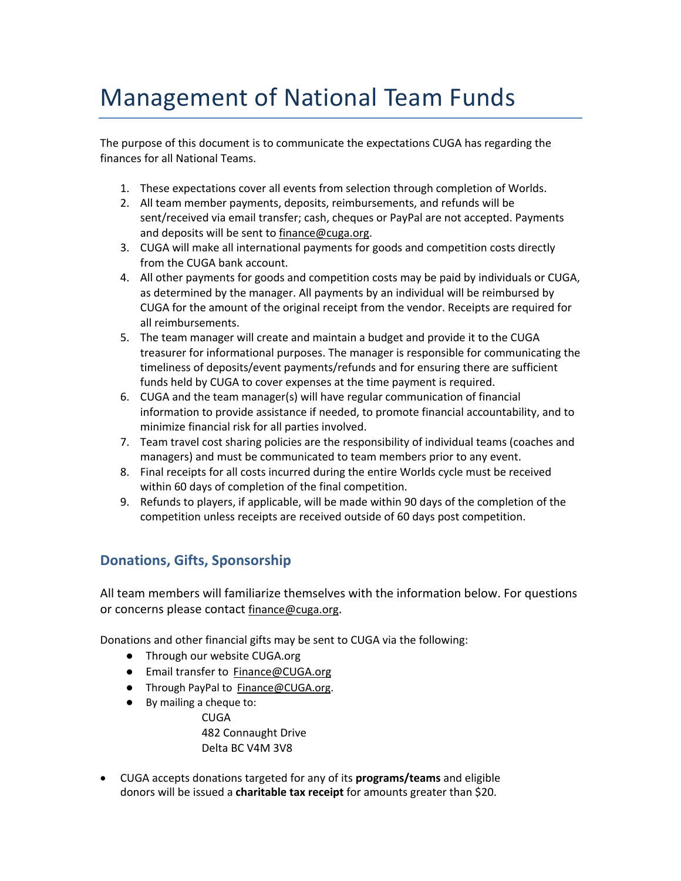# Management of National Team Funds

The purpose of this document is to communicate the expectations CUGA has regarding the finances for all National Teams.

1. These expectations cover all events from selection through completion of Worlds.
2. All team member payments, deposits, reimbursements, and refunds will be sent/received via email transfer; cash, cheques or PayPal are not accepted. Payments and deposits will be sent to finance@cuga.org.
3. CUGA will make all international payments for goods and competition costs directly from the CUGA bank account.
4. All other payments for goods and competition costs may be paid by individuals or CUGA, as determined by the manager. All payments by an individual will be reimbursed by CUGA for the amount of the original receipt from the vendor. Receipts are required for all reimbursements.
5. The team manager will create and maintain a budget and provide it to the CUGA treasurer for informational purposes. The manager is responsible for communicating the timeliness of deposits/event payments/refunds and for ensuring there are sufficient funds held by CUGA to cover expenses at the time payment is required.
6. CUGA and the team manager(s) will have regular communication of financial information to provide assistance if needed, to promote financial accountability, and to minimize financial risk for all parties involved.
7. Team travel cost sharing policies are the responsibility of individual teams (coaches and managers) and must be communicated to team members prior to any event.
8. Final receipts for all costs incurred during the entire Worlds cycle must be received within 60 days of completion of the final competition.
9. Refunds to players, if applicable, will be made within 90 days of the completion of the competition unless receipts are received outside of 60 days post competition.

## Donations, Gifts, Sponsorship

All team members will familiarize themselves with the information below. For questions or concerns please contact finance@cuga.org.

Donations and other financial gifts may be sent to CUGA via the following:

- Through our website CUGA.org
- Email transfer to Finance@CUGA.org
- Through PayPal to Finance@CUGA.org.
- By mailing a cheque to:

  CUGA
  482 Connaught Drive
  Delta BC V4M 3V8

- CUGA accepts donations targeted for any of its **programs/teams** and eligible donors will be issued a **charitable tax receipt** for amounts greater than $20.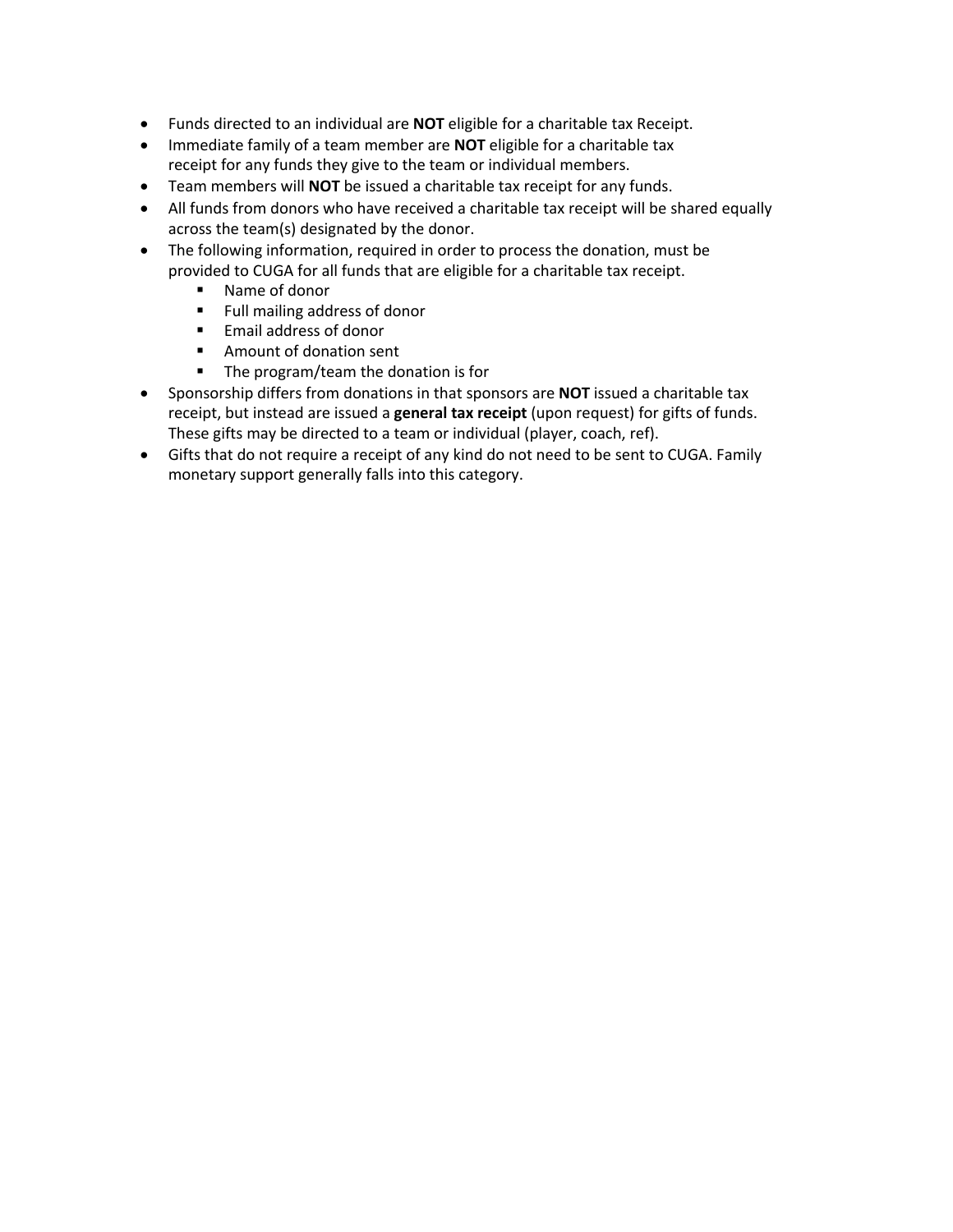- Funds directed to an individual are **NOT** eligible for a charitable tax Receipt.
- Immediate family of a team member are **NOT** eligible for a charitable tax receipt for any funds they give to the team or individual members.
- Team members will **NOT** be issued a charitable tax receipt for any funds.
- All funds from donors who have received a charitable tax receipt will be shared equally across the team(s) designated by the donor.
- The following information, required in order to process the donation, must be provided to CUGA for all funds that are eligible for a charitable tax receipt.
    - Name of donor
    - Full mailing address of donor
    - Email address of donor
    - Amount of donation sent
    - The program/team the donation is for
- Sponsorship differs from donations in that sponsors are **NOT** issued a charitable tax receipt, but instead are issued a **general tax receipt** (upon request) for gifts of funds. These gifts may be directed to a team or individual (player, coach, ref).
- Gifts that do not require a receipt of any kind do not need to be sent to CUGA. Family monetary support generally falls into this category.